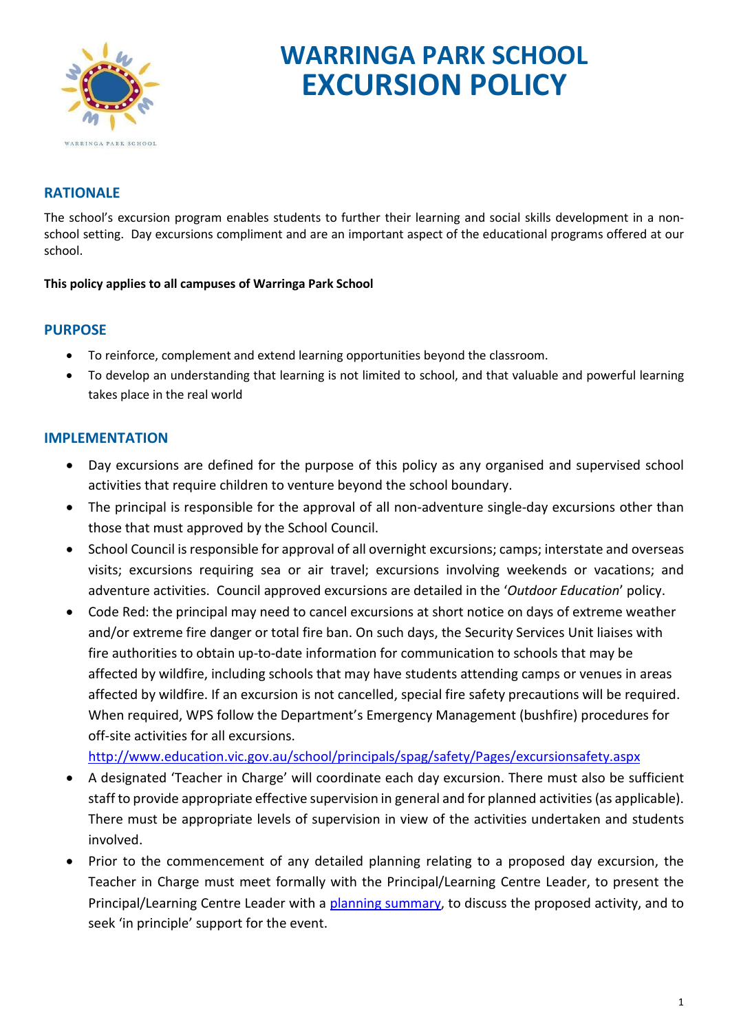# WARRINGA PARK SCHOOL EXCURSION POLICY

## RATIONALE

The school's excursion program enables students to further their learning and social skills development in a non-school setting. Day excursions compliment and are an important aspect of the educational programs offered at our school.

**This policy applies to all campuses of Warringa Park School**

## PURPOSE

- To reinforce, complement and extend learning opportunities beyond the classroom.
- To develop an understanding that learning is not limited to school, and that valuable and powerful learning takes place in the real world

## IMPLEMENTATION

- Day excursions are defined for the purpose of this policy as any organised and supervised school activities that require children to venture beyond the school boundary.
- The principal is responsible for the approval of all non-adventure single-day excursions other than those that must approved by the School Council.
- School Council is responsible for approval of all overnight excursions; camps; interstate and overseas visits; excursions requiring sea or air travel; excursions involving weekends or vacations; and adventure activities. Council approved excursions are detailed in the '*Outdoor Education*' policy.
- Code Red: the principal may need to cancel excursions at short notice on days of extreme weather and/or extreme fire danger or total fire ban. On such days, the Security Services Unit liaises with fire authorities to obtain up-to-date information for communication to schools that may be affected by wildfire, including schools that may have students attending camps or venues in areas affected by wildfire. If an excursion is not cancelled, special fire safety precautions will be required. When required, WPS follow the Department's Emergency Management (bushfire) procedures for off-site activities for all excursions.
  http://www.education.vic.gov.au/school/principals/spag/safety/Pages/excursionsafety.aspx
- A designated 'Teacher in Charge' will coordinate each day excursion. There must also be sufficient staff to provide appropriate effective supervision in general and for planned activities (as applicable). There must be appropriate levels of supervision in view of the activities undertaken and students involved.
- Prior to the commencement of any detailed planning relating to a proposed day excursion, the Teacher in Charge must meet formally with the Principal/Learning Centre Leader, to present the Principal/Learning Centre Leader with a planning summary, to discuss the proposed activity, and to seek 'in principle' support for the event.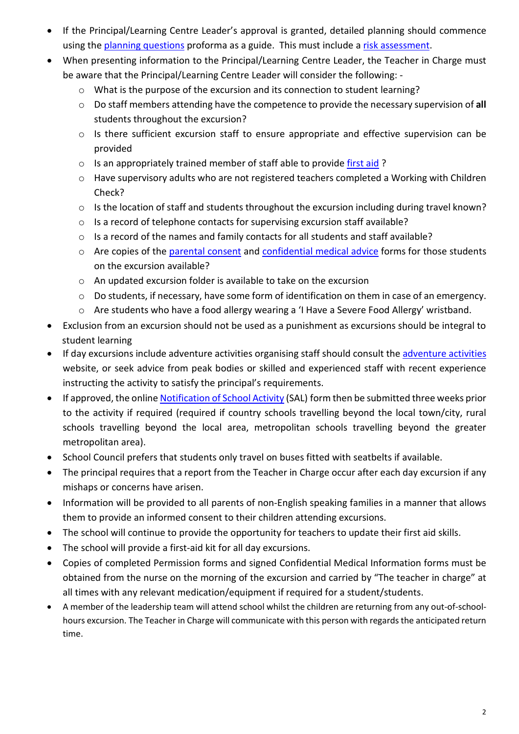- If the Principal/Learning Centre Leader's approval is granted, detailed planning should commence using the planning questions proforma as a guide. This must include a risk assessment.
- When presenting information to the Principal/Learning Centre Leader, the Teacher in Charge must be aware that the Principal/Learning Centre Leader will consider the following: -
  - What is the purpose of the excursion and its connection to student learning?
  - Do staff members attending have the competence to provide the necessary supervision of **all** students throughout the excursion?
  - Is there sufficient excursion staff to ensure appropriate and effective supervision can be provided
  - Is an appropriately trained member of staff able to provide first aid ?
  - Have supervisory adults who are not registered teachers completed a Working with Children Check?
  - Is the location of staff and students throughout the excursion including during travel known?
  - Is a record of telephone contacts for supervising excursion staff available?
  - Is a record of the names and family contacts for all students and staff available?
  - Are copies of the parental consent and confidential medical advice forms for those students on the excursion available?
  - An updated excursion folder is available to take on the excursion
  - Do students, if necessary, have some form of identification on them in case of an emergency.
  - Are students who have a food allergy wearing a 'I Have a Severe Food Allergy' wristband.
- Exclusion from an excursion should not be used as a punishment as excursions should be integral to student learning
- If day excursions include adventure activities organising staff should consult the adventure activities website, or seek advice from peak bodies or skilled and experienced staff with recent experience instructing the activity to satisfy the principal's requirements.
- If approved, the online Notification of School Activity (SAL) form then be submitted three weeks prior to the activity if required (required if country schools travelling beyond the local town/city, rural schools travelling beyond the local area, metropolitan schools travelling beyond the greater metropolitan area).
- School Council prefers that students only travel on buses fitted with seatbelts if available.
- The principal requires that a report from the Teacher in Charge occur after each day excursion if any mishaps or concerns have arisen.
- Information will be provided to all parents of non-English speaking families in a manner that allows them to provide an informed consent to their children attending excursions.
- The school will continue to provide the opportunity for teachers to update their first aid skills.
- The school will provide a first-aid kit for all day excursions.
- Copies of completed Permission forms and signed Confidential Medical Information forms must be obtained from the nurse on the morning of the excursion and carried by "The teacher in charge" at all times with any relevant medication/equipment if required for a student/students.
- A member of the leadership team will attend school whilst the children are returning from any out-of-school-hours excursion. The Teacher in Charge will communicate with this person with regards the anticipated return time.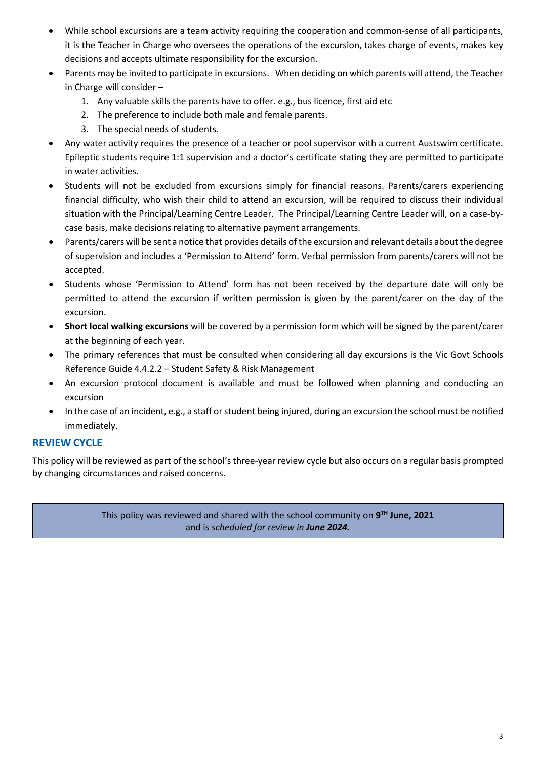- While school excursions are a team activity requiring the cooperation and common-sense of all participants, it is the Teacher in Charge who oversees the operations of the excursion, takes charge of events, makes key decisions and accepts ultimate responsibility for the excursion.
- Parents may be invited to participate in excursions. When deciding on which parents will attend, the Teacher in Charge will consider –
    1. Any valuable skills the parents have to offer. e.g., bus licence, first aid etc
    2. The preference to include both male and female parents.
    3. The special needs of students.
- Any water activity requires the presence of a teacher or pool supervisor with a current Austswim certificate. Epileptic students require 1:1 supervision and a doctor's certificate stating they are permitted to participate in water activities.
- Students will not be excluded from excursions simply for financial reasons. Parents/carers experiencing financial difficulty, who wish their child to attend an excursion, will be required to discuss their individual situation with the Principal/Learning Centre Leader. The Principal/Learning Centre Leader will, on a case-by-case basis, make decisions relating to alternative payment arrangements.
- Parents/carers will be sent a notice that provides details of the excursion and relevant details about the degree of supervision and includes a 'Permission to Attend' form. Verbal permission from parents/carers will not be accepted.
- Students whose 'Permission to Attend' form has not been received by the departure date will only be permitted to attend the excursion if written permission is given by the parent/carer on the day of the excursion.
- **Short local walking excursions** will be covered by a permission form which will be signed by the parent/carer at the beginning of each year.
- The primary references that must be consulted when considering all day excursions is the Vic Govt Schools Reference Guide 4.4.2.2 – Student Safety & Risk Management
- An excursion protocol document is available and must be followed when planning and conducting an excursion
- In the case of an incident, e.g., a staff or student being injured, during an excursion the school must be notified immediately.

## REVIEW CYCLE

This policy will be reviewed as part of the school's three-year review cycle but also occurs on a regular basis prompted by changing circumstances and raised concerns.

This policy was reviewed and shared with the school community on **9TH June, 2021** and is *scheduled for review in **June 2024.***